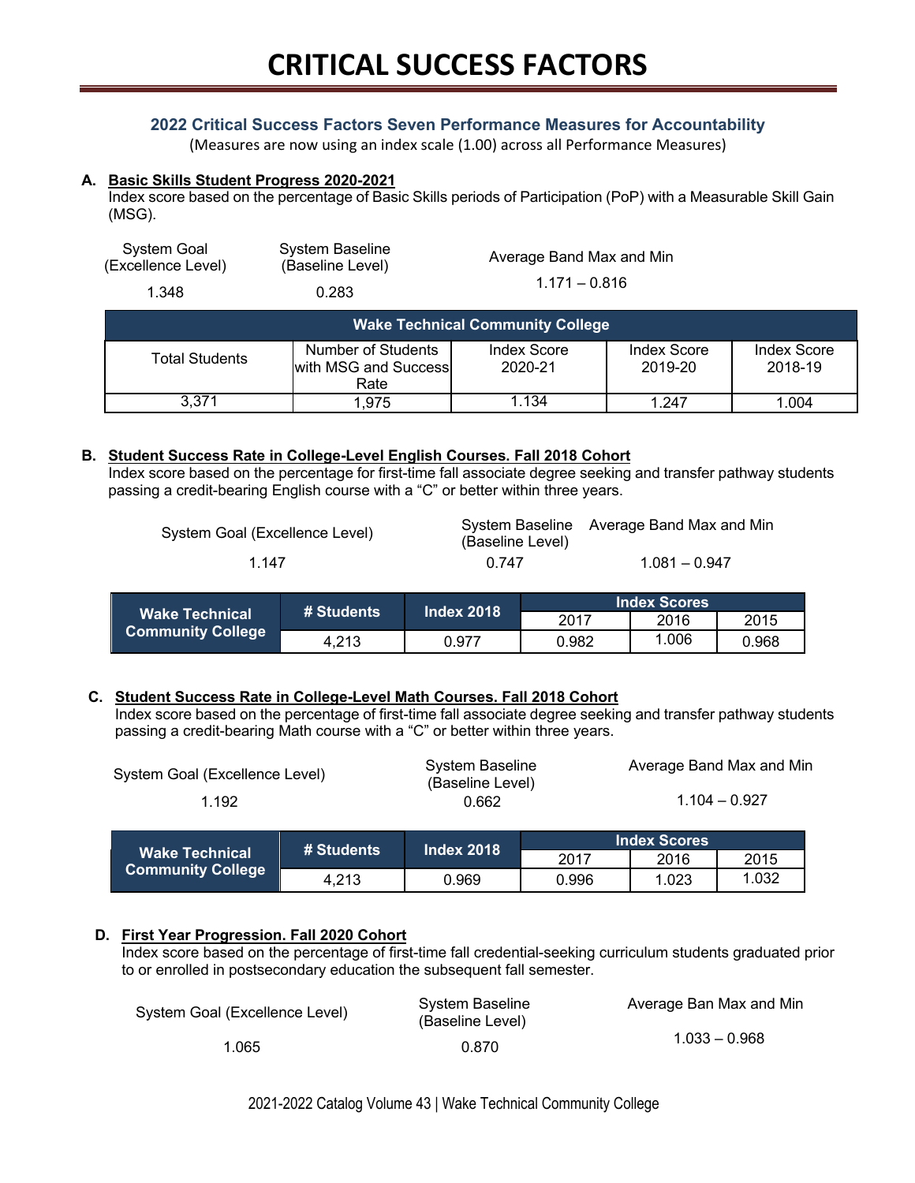# CRITICAL SUCCESS FACTORS

## 2022 Critical Success Factors Seven Performance Measures for Accountability

(Measures are now using an index scale (1.00) across all Performance Measures)

### A. Basic Skills Student Progress 2020-2021

Index score based on the percentage of Basic Skills periods of Participation (PoP) with a Measurable Skill Gain (MSG).

| System Goal (Excellence Level) | System Baseline (Baseline Level) | Average Band Max and Min |
|---|---|---|
| 1.348 | 0.283 | 1.171 – 0.816 |

| Wake Technical Community College | | | | |
|---|---|---|---|---|
| Total Students | Number of Students with MSG and Success Rate | Index Score 2020-21 | Index Score 2019-20 | Index Score 2018-19 |
| 3,371 | 1,975 | 1.134 | 1.247 | 1.004 |

### B. Student Success Rate in College-Level English Courses. Fall 2018 Cohort

Index score based on the percentage for first-time fall associate degree seeking and transfer pathway students passing a credit-bearing English course with a "C" or better within three years.

| System Goal (Excellence Level) | System Baseline (Baseline Level) | Average Band Max and Min |
|---|---|---|
| 1.147 | 0.747 | 1.081 – 0.947 |

| Wake Technical Community College | # Students | Index 2018 | Index Scores | | |
|---|---|---|---|---|---|
| | | | 2017 | 2016 | 2015 |
| | 4,213 | 0.977 | 0.982 | 1.006 | 0.968 |

### C. Student Success Rate in College-Level Math Courses. Fall 2018 Cohort

Index score based on the percentage of first-time fall associate degree seeking and transfer pathway students passing a credit-bearing Math course with a "C" or better within three years.

| System Goal (Excellence Level) | System Baseline (Baseline Level) | Average Band Max and Min |
|---|---|---|
| 1.192 | 0.662 | 1.104 – 0.927 |

| Wake Technical Community College | # Students | Index 2018 | Index Scores | | |
|---|---|---|---|---|---|
| | | | 2017 | 2016 | 2015 |
| | 4,213 | 0.969 | 0.996 | 1.023 | 1.032 |

### D. First Year Progression. Fall 2020 Cohort

Index score based on the percentage of first-time fall credential-seeking curriculum students graduated prior to or enrolled in postsecondary education the subsequent fall semester.

| System Goal (Excellence Level) | System Baseline (Baseline Level) | Average Ban Max and Min |
|---|---|---|
| 1.065 | 0.870 | 1.033 – 0.968 |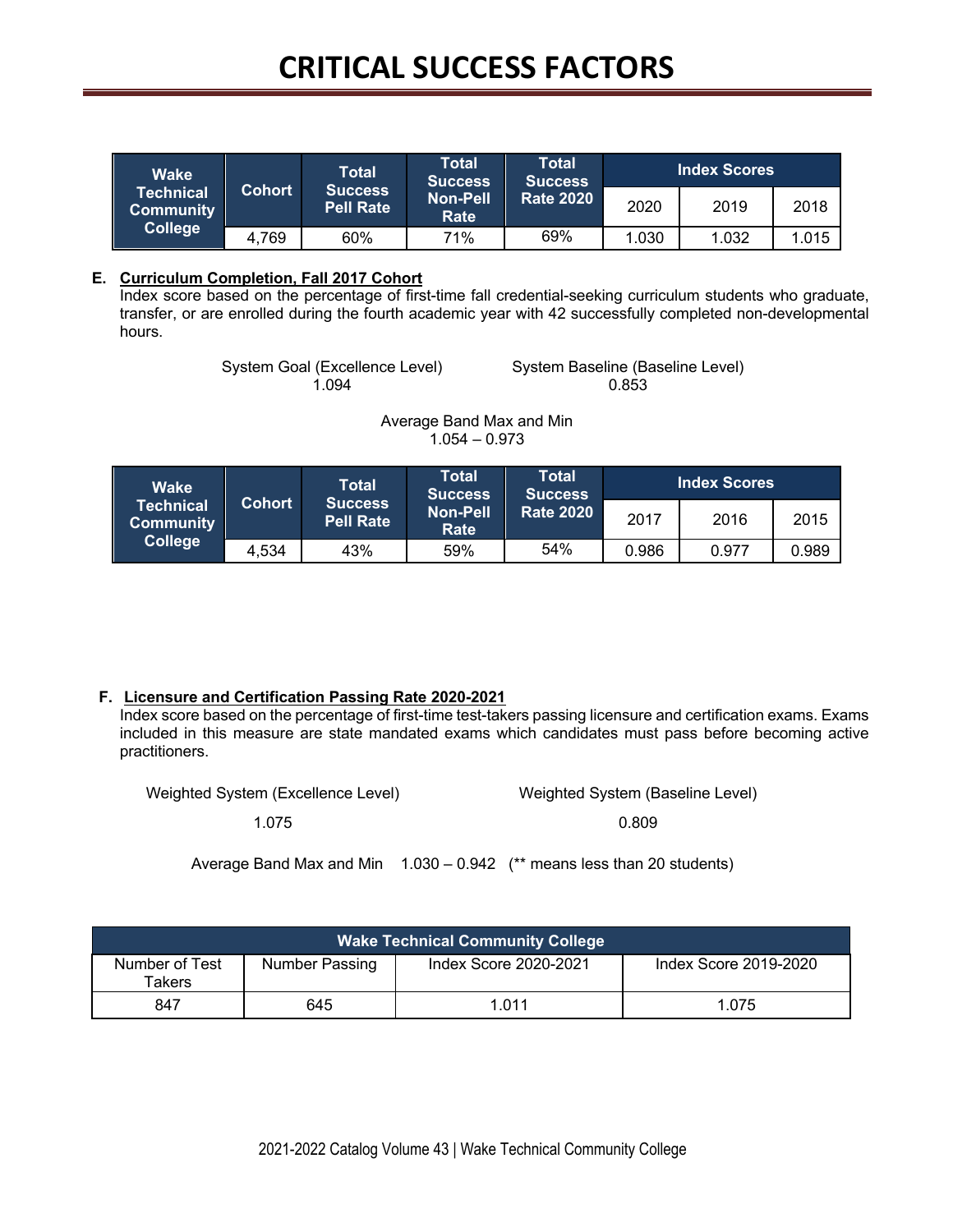# CRITICAL SUCCESS FACTORS

| Wake Technical Community College | Cohort | Total Success Pell Rate | Total Success Non-Pell Rate | Total Success Rate 2020 | Index Scores | | |
|---|---|---|---|---|---|---|---|
| | | | | | 2020 | 2019 | 2018 |
| | 4,769 | 60% | 71% | 69% | 1.030 | 1.032 | 1.015 |

**E. <u>Curriculum Completion, Fall 2017 Cohort</u>**

Index score based on the percentage of first-time fall credential-seeking curriculum students who graduate, transfer, or are enrolled during the fourth academic year with 42 successfully completed non-developmental hours.

System Goal (Excellence Level)
1.094

System Baseline (Baseline Level)
0.853

Average Band Max and Min
1.054 – 0.973

| Wake Technical Community College | Cohort | Total Success Pell Rate | Total Success Non-Pell Rate | Total Success Rate 2020 | Index Scores | | |
|---|---|---|---|---|---|---|---|
| | | | | | 2017 | 2016 | 2015 |
| | 4,534 | 43% | 59% | 54% | 0.986 | 0.977 | 0.989 |

**F. <u>Licensure and Certification Passing Rate 2020-2021</u>**

Index score based on the percentage of first-time test-takers passing licensure and certification exams. Exams included in this measure are state mandated exams which candidates must pass before becoming active practitioners.

Weighted System (Excellence Level)
1.075

Weighted System (Baseline Level)
0.809

Average Band Max and Min 1.030 – 0.942 (** means less than 20 students)

| Wake Technical Community College | | | |
|---|---|---|---|
| Number of Test Takers | Number Passing | Index Score 2020-2021 | Index Score 2019-2020 |
| 847 | 645 | 1.011 | 1.075 |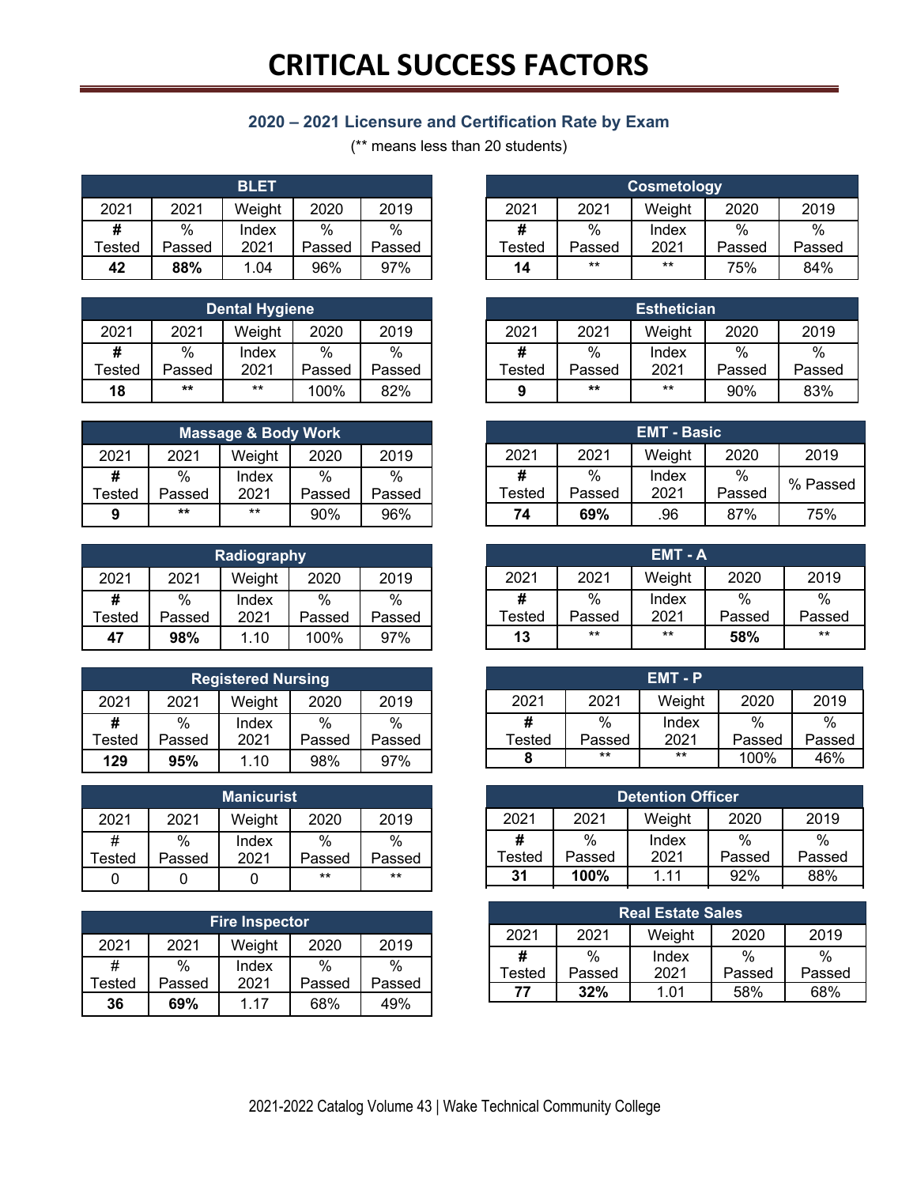# CRITICAL SUCCESS FACTORS

## 2020 – 2021 Licensure and Certification Rate by Exam

(** means less than 20 students)

| BLET | | | | |
|---|---|---|---|---|
| 2021 | 2021 | Weight | 2020 | 2019 |
| **#** Tested | % Passed | Index 2021 | % Passed | % Passed |
| **42** | **88%** | 1.04 | 96% | 97% |

| Cosmetology | | | | |
|---|---|---|---|---|
| 2021 | 2021 | Weight | 2020 | 2019 |
| **#** Tested | % Passed | Index 2021 | % Passed | % Passed |
| **14** | ** | ** | 75% | 84% |

| Dental Hygiene | | | | |
|---|---|---|---|---|
| 2021 | 2021 | Weight | 2020 | 2019 |
| **#** Tested | % Passed | Index 2021 | % Passed | % Passed |
| **18** | ** | ** | 100% | 82% |

| Esthetician | | | | |
|---|---|---|---|---|
| 2021 | 2021 | Weight | 2020 | 2019 |
| **#** Tested | % Passed | Index 2021 | % Passed | % Passed |
| **9** | ** | ** | 90% | 83% |

| Massage & Body Work | | | | |
|---|---|---|---|---|
| 2021 | 2021 | Weight | 2020 | 2019 |
| **#** Tested | % Passed | Index 2021 | % Passed | % Passed |
| **9** | ** | ** | 90% | 96% |

| EMT - Basic | | | | |
|---|---|---|---|---|
| 2021 | 2021 | Weight | 2020 | 2019 |
| **#** Tested | % Passed | Index 2021 | % Passed | % Passed |
| **74** | **69%** | .96 | 87% | 75% |

| Radiography | | | | |
|---|---|---|---|---|
| 2021 | 2021 | Weight | 2020 | 2019 |
| **#** Tested | % Passed | Index 2021 | % Passed | % Passed |
| **47** | **98%** | 1.10 | 100% | 97% |

| EMT - A | | | | |
|---|---|---|---|---|
| 2021 | 2021 | Weight | 2020 | 2019 |
| **#** Tested | % Passed | Index 2021 | % Passed | % Passed |
| **13** | ** | ** | **58%** | ** |

| Registered Nursing | | | | |
|---|---|---|---|---|
| 2021 | 2021 | Weight | 2020 | 2019 |
| **#** Tested | % Passed | Index 2021 | % Passed | % Passed |
| **129** | **95%** | 1.10 | 98% | 97% |

| EMT - P | | | | |
|---|---|---|---|---|
| 2021 | 2021 | Weight | 2020 | 2019 |
| **#** Tested | % Passed | Index 2021 | % Passed | % Passed |
| **8** | ** | ** | 100% | 46% |

| Manicurist | | | | |
|---|---|---|---|---|
| 2021 | 2021 | Weight | 2020 | 2019 |
| # Tested | % Passed | Index 2021 | % Passed | % Passed |
| 0 | 0 | 0 | ** | ** |

| Detention Officer | | | | |
|---|---|---|---|---|
| 2021 | 2021 | Weight | 2020 | 2019 |
| **#** Tested | % Passed | Index 2021 | % Passed | % Passed |
| **31** | **100%** | 1.11 | 92% | 88% |

| Fire Inspector | | | | |
|---|---|---|---|---|
| 2021 | 2021 | Weight | 2020 | 2019 |
| # Tested | % Passed | Index 2021 | % Passed | % Passed |
| **36** | **69%** | 1.17 | 68% | 49% |

| Real Estate Sales | | | | |
|---|---|---|---|---|
| 2021 | 2021 | Weight | 2020 | 2019 |
| **#** Tested | % Passed | Index 2021 | % Passed | % Passed |
| **77** | **32%** | 1.01 | 58% | 68% |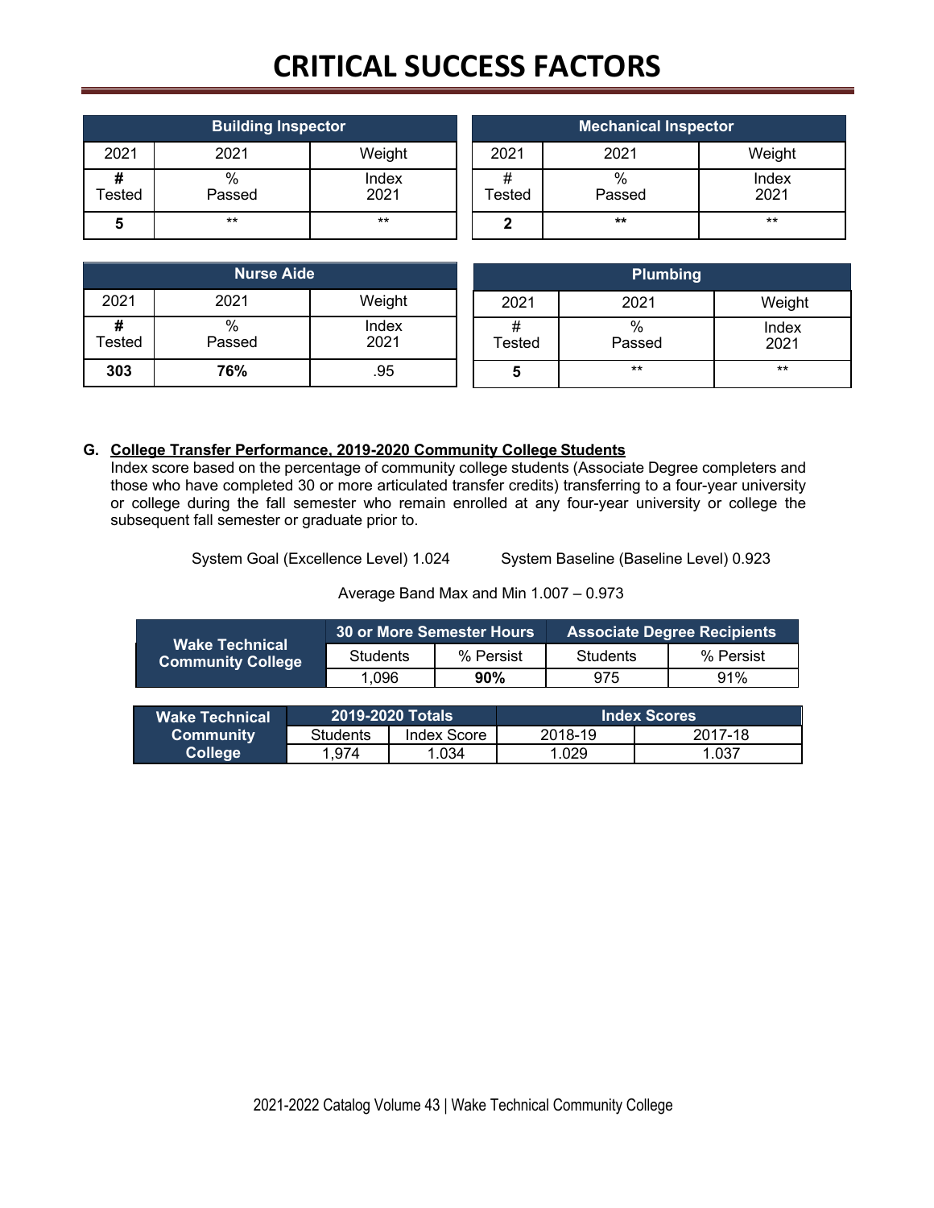# CRITICAL SUCCESS FACTORS

| Building Inspector | | |
|---|---|---|
| 2021 | 2021 | Weight |
| **#** Tested | % Passed | Index 2021 |
| **5** | ** | ** |

| Mechanical Inspector | | |
|---|---|---|
| 2021 | 2021 | Weight |
| # Tested | % Passed | Index 2021 |
| **2** | ** | ** |

| Nurse Aide | | |
|---|---|---|
| 2021 | 2021 | Weight |
| **#** Tested | % Passed | Index 2021 |
| **303** | **76%** | .95 |

| Plumbing | | |
|---|---|---|
| 2021 | 2021 | Weight |
| # Tested | % Passed | Index 2021 |
| **5** | ** | ** |

**G. College Transfer Performance, 2019-2020 Community College Students**

Index score based on the percentage of community college students (Associate Degree completers and those who have completed 30 or more articulated transfer credits) transferring to a four-year university or college during the fall semester who remain enrolled at any four-year university or college the subsequent fall semester or graduate prior to.

System Goal (Excellence Level) 1.024 System Baseline (Baseline Level) 0.923

Average Band Max and Min 1.007 – 0.973

| Wake Technical Community College | 30 or More Semester Hours | | Associate Degree Recipients | |
|---|---|---|---|---|
| | Students | % Persist | Students | % Persist |
| | 1,096 | **90%** | 975 | 91% |

| Wake Technical Community College | 2019-2020 Totals | | Index Scores | |
|---|---|---|---|---|
| | Students | Index Score | 2018-19 | 2017-18 |
| | 1,974 | 1.034 | 1.029 | 1.037 |